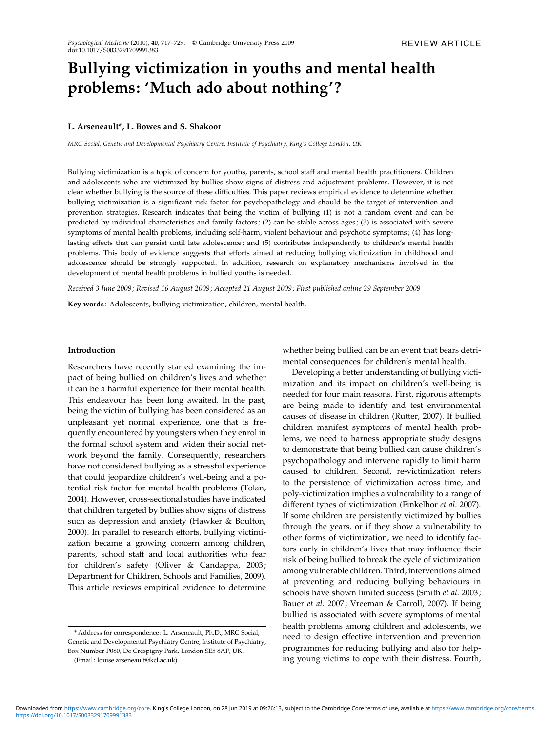REVIEW ARTICLE

# Bullying victimization in youths and mental health problems: 'Much ado about nothing'?

**L. Arseneault*, L. Bowes and S. Shakoor**

*MRC Social, Genetic and Developmental Psychiatry Centre, Institute of Psychiatry, King's College London, UK*

Bullying victimization is a topic of concern for youths, parents, school staff and mental health practitioners. Children and adolescents who are victimized by bullies show signs of distress and adjustment problems. However, it is not clear whether bullying is the source of these difficulties. This paper reviews empirical evidence to determine whether bullying victimization is a significant risk factor for psychopathology and should be the target of intervention and prevention strategies. Research indicates that being the victim of bullying (1) is not a random event and can be predicted by individual characteristics and family factors; (2) can be stable across ages; (3) is associated with severe symptoms of mental health problems, including self-harm, violent behaviour and psychotic symptoms; (4) has long-lasting effects that can persist until late adolescence; and (5) contributes independently to children's mental health problems. This body of evidence suggests that efforts aimed at reducing bullying victimization in childhood and adolescence should be strongly supported. In addition, research on explanatory mechanisms involved in the development of mental health problems in bullied youths is needed.

*Received 3 June 2009; Revised 16 August 2009; Accepted 21 August 2009; First published online 29 September 2009*

**Key words**: Adolescents, bullying victimization, children, mental health.

## Introduction

Researchers have recently started examining the impact of being bullied on children's lives and whether it can be a harmful experience for their mental health. This endeavour has been long awaited. In the past, being the victim of bullying has been considered as an unpleasant yet normal experience, one that is frequently encountered by youngsters when they enrol in the formal school system and widen their social network beyond the family. Consequently, researchers have not considered bullying as a stressful experience that could jeopardize children's well-being and a potential risk factor for mental health problems (Tolan, 2004). However, cross-sectional studies have indicated that children targeted by bullies show signs of distress such as depression and anxiety (Hawker & Boulton, 2000). In parallel to research efforts, bullying victimization became a growing concern among children, parents, school staff and local authorities who fear for children's safety (Oliver & Candappa, 2003; Department for Children, Schools and Families, 2009). This article reviews empirical evidence to determine whether being bullied can be an event that bears detrimental consequences for children's mental health.

Developing a better understanding of bullying victimization and its impact on children's well-being is needed for four main reasons. First, rigorous attempts are being made to identify and test environmental causes of disease in children (Rutter, 2007). If bullied children manifest symptoms of mental health problems, we need to harness appropriate study designs to demonstrate that being bullied can cause children's psychopathology and intervene rapidly to limit harm caused to children. Second, re-victimization refers to the persistence of victimization across time, and poly-victimization implies a vulnerability to a range of different types of victimization (Finkelhor *et al*. 2007). If some children are persistently victimized by bullies through the years, or if they show a vulnerability to other forms of victimization, we need to identify factors early in children's lives that may influence their risk of being bullied to break the cycle of victimization among vulnerable children. Third, interventions aimed at preventing and reducing bullying behaviours in schools have shown limited success (Smith *et al*. 2003; Bauer *et al*. 2007; Vreeman & Carroll, 2007). If being bullied is associated with severe symptoms of mental health problems among children and adolescents, we need to design effective intervention and prevention programmes for reducing bullying and also for helping young victims to cope with their distress. Fourth,

* Address for correspondence: L. Arseneault, Ph.D., MRC Social, Genetic and Developmental Psychiatry Centre, Institute of Psychiatry, Box Number P080, De Crespigny Park, London SE5 8AF, UK.
(Email: louise.arseneault@kcl.ac.uk)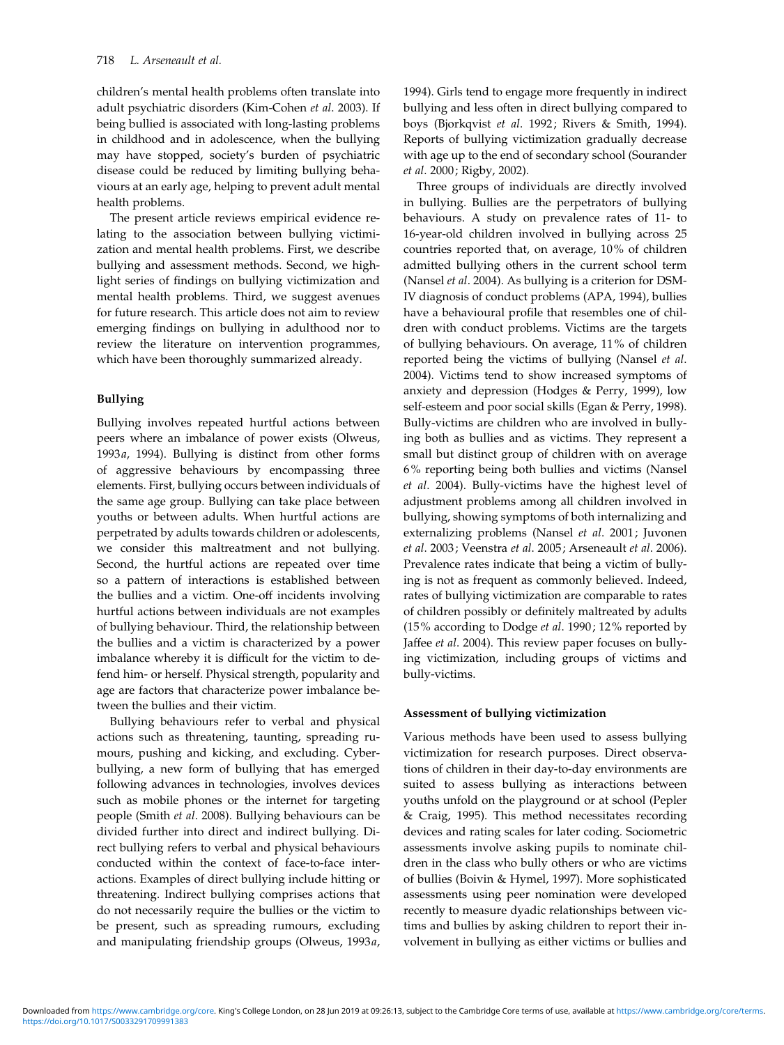children's mental health problems often translate into adult psychiatric disorders (Kim-Cohen *et al*. 2003). If being bullied is associated with long-lasting problems in childhood and in adolescence, when the bullying may have stopped, society's burden of psychiatric disease could be reduced by limiting bullying behaviours at an early age, helping to prevent adult mental health problems.

The present article reviews empirical evidence relating to the association between bullying victimization and mental health problems. First, we describe bullying and assessment methods. Second, we highlight series of findings on bullying victimization and mental health problems. Third, we suggest avenues for future research. This article does not aim to review emerging findings on bullying in adulthood nor to review the literature on intervention programmes, which have been thoroughly summarized already.

## Bullying

Bullying involves repeated hurtful actions between peers where an imbalance of power exists (Olweus, 1993*a*, 1994). Bullying is distinct from other forms of aggressive behaviours by encompassing three elements. First, bullying occurs between individuals of the same age group. Bullying can take place between youths or between adults. When hurtful actions are perpetrated by adults towards children or adolescents, we consider this maltreatment and not bullying. Second, the hurtful actions are repeated over time so a pattern of interactions is established between the bullies and a victim. One-off incidents involving hurtful actions between individuals are not examples of bullying behaviour. Third, the relationship between the bullies and a victim is characterized by a power imbalance whereby it is difficult for the victim to defend him- or herself. Physical strength, popularity and age are factors that characterize power imbalance between the bullies and their victim.

Bullying behaviours refer to verbal and physical actions such as threatening, taunting, spreading rumours, pushing and kicking, and excluding. Cyberbullying, a new form of bullying that has emerged following advances in technologies, involves devices such as mobile phones or the internet for targeting people (Smith *et al*. 2008). Bullying behaviours can be divided further into direct and indirect bullying. Direct bullying refers to verbal and physical behaviours conducted within the context of face-to-face interactions. Examples of direct bullying include hitting or threatening. Indirect bullying comprises actions that do not necessarily require the bullies or the victim to be present, such as spreading rumours, excluding and manipulating friendship groups (Olweus, 1993*a*, 1994). Girls tend to engage more frequently in indirect bullying and less often in direct bullying compared to boys (Bjorkqvist *et al*. 1992; Rivers & Smith, 1994). Reports of bullying victimization gradually decrease with age up to the end of secondary school (Sourander *et al*. 2000; Rigby, 2002).

Three groups of individuals are directly involved in bullying. Bullies are the perpetrators of bullying behaviours. A study on prevalence rates of 11- to 16-year-old children involved in bullying across 25 countries reported that, on average, 10% of children admitted bullying others in the current school term (Nansel *et al*. 2004). As bullying is a criterion for DSM-IV diagnosis of conduct problems (APA, 1994), bullies have a behavioural profile that resembles one of children with conduct problems. Victims are the targets of bullying behaviours. On average, 11% of children reported being the victims of bullying (Nansel *et al*. 2004). Victims tend to show increased symptoms of anxiety and depression (Hodges & Perry, 1999), low self-esteem and poor social skills (Egan & Perry, 1998). Bully-victims are children who are involved in bullying both as bullies and as victims. They represent a small but distinct group of children with on average 6% reporting being both bullies and victims (Nansel *et al*. 2004). Bully-victims have the highest level of adjustment problems among all children involved in bullying, showing symptoms of both internalizing and externalizing problems (Nansel *et al*. 2001; Juvonen *et al*. 2003; Veenstra *et al*. 2005; Arseneault *et al*. 2006). Prevalence rates indicate that being a victim of bullying is not as frequent as commonly believed. Indeed, rates of bullying victimization are comparable to rates of children possibly or definitely maltreated by adults (15% according to Dodge *et al*. 1990; 12% reported by Jaffee *et al*. 2004). This review paper focuses on bullying victimization, including groups of victims and bully-victims.

### Assessment of bullying victimization

Various methods have been used to assess bullying victimization for research purposes. Direct observations of children in their day-to-day environments are suited to assess bullying as interactions between youths unfold on the playground or at school (Pepler & Craig, 1995). This method necessitates recording devices and rating scales for later coding. Sociometric assessments involve asking pupils to nominate children in the class who bully others or who are victims of bullies (Boivin & Hymel, 1997). More sophisticated assessments using peer nomination were developed recently to measure dyadic relationships between victims and bullies by asking children to report their involvement in bullying as either victims or bullies and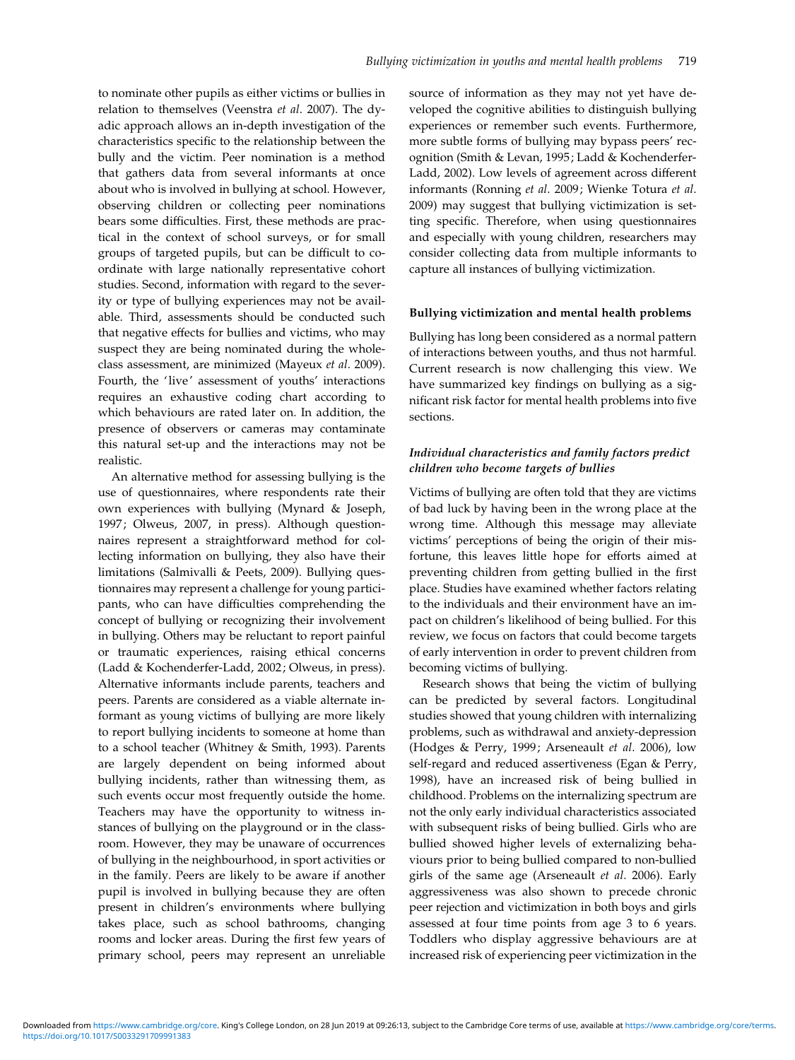to nominate other pupils as either victims or bullies in relation to themselves (Veenstra *et al*. 2007). The dyadic approach allows an in-depth investigation of the characteristics specific to the relationship between the bully and the victim. Peer nomination is a method that gathers data from several informants at once about who is involved in bullying at school. However, observing children or collecting peer nominations bears some difficulties. First, these methods are practical in the context of school surveys, or for small groups of targeted pupils, but can be difficult to coordinate with large nationally representative cohort studies. Second, information with regard to the severity or type of bullying experiences may not be available. Third, assessments should be conducted such that negative effects for bullies and victims, who may suspect they are being nominated during the whole-class assessment, are minimized (Mayeux *et al*. 2009). Fourth, the 'live' assessment of youths' interactions requires an exhaustive coding chart according to which behaviours are rated later on. In addition, the presence of observers or cameras may contaminate this natural set-up and the interactions may not be realistic.

An alternative method for assessing bullying is the use of questionnaires, where respondents rate their own experiences with bullying (Mynard & Joseph, 1997; Olweus, 2007, in press). Although questionnaires represent a straightforward method for collecting information on bullying, they also have their limitations (Salmivalli & Peets, 2009). Bullying questionnaires may represent a challenge for young participants, who can have difficulties comprehending the concept of bullying or recognizing their involvement in bullying. Others may be reluctant to report painful or traumatic experiences, raising ethical concerns (Ladd & Kochenderfer-Ladd, 2002; Olweus, in press). Alternative informants include parents, teachers and peers. Parents are considered as a viable alternate informant as young victims of bullying are more likely to report bullying incidents to someone at home than to a school teacher (Whitney & Smith, 1993). Parents are largely dependent on being informed about bullying incidents, rather than witnessing them, as such events occur most frequently outside the home. Teachers may have the opportunity to witness instances of bullying on the playground or in the classroom. However, they may be unaware of occurrences of bullying in the neighbourhood, in sport activities or in the family. Peers are likely to be aware if another pupil is involved in bullying because they are often present in children's environments where bullying takes place, such as school bathrooms, changing rooms and locker areas. During the first few years of primary school, peers may represent an unreliable source of information as they may not yet have developed the cognitive abilities to distinguish bullying experiences or remember such events. Furthermore, more subtle forms of bullying may bypass peers' recognition (Smith & Levan, 1995; Ladd & Kochenderfer-Ladd, 2002). Low levels of agreement across different informants (Ronning *et al*. 2009; Wienke Totura *et al*. 2009) may suggest that bullying victimization is setting specific. Therefore, when using questionnaires and especially with young children, researchers may consider collecting data from multiple informants to capture all instances of bullying victimization.

## Bullying victimization and mental health problems

Bullying has long been considered as a normal pattern of interactions between youths, and thus not harmful. Current research is now challenging this view. We have summarized key findings on bullying as a significant risk factor for mental health problems into five sections.

### *Individual characteristics and family factors predict children who become targets of bullies*

Victims of bullying are often told that they are victims of bad luck by having been in the wrong place at the wrong time. Although this message may alleviate victims' perceptions of being the origin of their misfortune, this leaves little hope for efforts aimed at preventing children from getting bullied in the first place. Studies have examined whether factors relating to the individuals and their environment have an impact on children's likelihood of being bullied. For this review, we focus on factors that could become targets of early intervention in order to prevent children from becoming victims of bullying.

Research shows that being the victim of bullying can be predicted by several factors. Longitudinal studies showed that young children with internalizing problems, such as withdrawal and anxiety-depression (Hodges & Perry, 1999; Arseneault *et al*. 2006), low self-regard and reduced assertiveness (Egan & Perry, 1998), have an increased risk of being bullied in childhood. Problems on the internalizing spectrum are not the only early individual characteristics associated with subsequent risks of being bullied. Girls who are bullied showed higher levels of externalizing behaviours prior to being bullied compared to non-bullied girls of the same age (Arseneault *et al*. 2006). Early aggressiveness was also shown to precede chronic peer rejection and victimization in both boys and girls assessed at four time points from age 3 to 6 years. Toddlers who display aggressive behaviours are at increased risk of experiencing peer victimization in the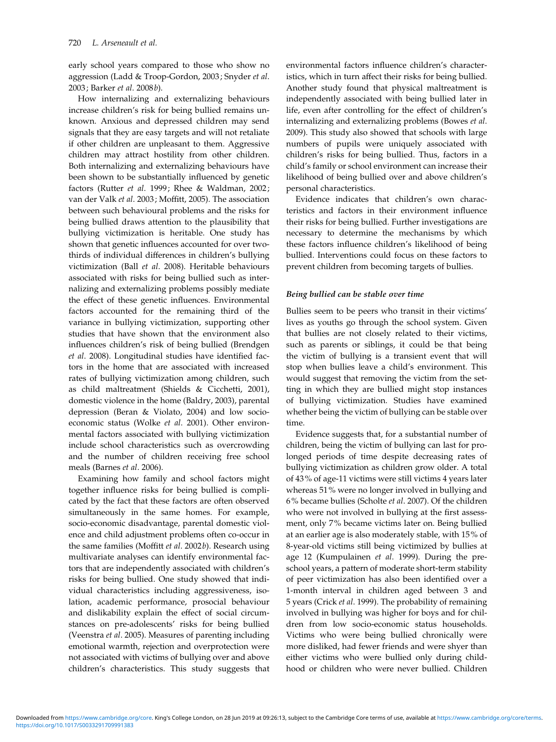early school years compared to those who show no aggression (Ladd & Troop-Gordon, 2003; Snyder *et al*. 2003; Barker *et al*. 2008*b*).

How internalizing and externalizing behaviours increase children's risk for being bullied remains unknown. Anxious and depressed children may send signals that they are easy targets and will not retaliate if other children are unpleasant to them. Aggressive children may attract hostility from other children. Both internalizing and externalizing behaviours have been shown to be substantially influenced by genetic factors (Rutter *et al*. 1999; Rhee & Waldman, 2002; van der Valk *et al*. 2003; Moffitt, 2005). The association between such behavioural problems and the risks for being bullied draws attention to the plausibility that bullying victimization is heritable. One study has shown that genetic influences accounted for over two-thirds of individual differences in children's bullying victimization (Ball *et al*. 2008). Heritable behaviours associated with risks for being bullied such as internalizing and externalizing problems possibly mediate the effect of these genetic influences. Environmental factors accounted for the remaining third of the variance in bullying victimization, supporting other studies that have shown that the environment also influences children's risk of being bullied (Brendgen *et al*. 2008). Longitudinal studies have identified factors in the home that are associated with increased rates of bullying victimization among children, such as child maltreatment (Shields & Cicchetti, 2001), domestic violence in the home (Baldry, 2003), parental depression (Beran & Violato, 2004) and low socio-economic status (Wolke *et al*. 2001). Other environmental factors associated with bullying victimization include school characteristics such as overcrowding and the number of children receiving free school meals (Barnes *et al*. 2006).

Examining how family and school factors might together influence risks for being bullied is complicated by the fact that these factors are often observed simultaneously in the same homes. For example, socio-economic disadvantage, parental domestic violence and child adjustment problems often co-occur in the same families (Moffitt *et al*. 2002*b*). Research using multivariate analyses can identify environmental factors that are independently associated with children's risks for being bullied. One study showed that individual characteristics including aggressiveness, isolation, academic performance, prosocial behaviour and dislikability explain the effect of social circumstances on pre-adolescents' risks for being bullied (Veenstra *et al*. 2005). Measures of parenting including emotional warmth, rejection and overprotection were not associated with victims of bullying over and above children's characteristics. This study suggests that environmental factors influence children's characteristics, which in turn affect their risks for being bullied. Another study found that physical maltreatment is independently associated with being bullied later in life, even after controlling for the effect of children's internalizing and externalizing problems (Bowes *et al*. 2009). This study also showed that schools with large numbers of pupils were uniquely associated with children's risks for being bullied. Thus, factors in a child's family or school environment can increase their likelihood of being bullied over and above children's personal characteristics.

Evidence indicates that children's own characteristics and factors in their environment influence their risks for being bullied. Further investigations are necessary to determine the mechanisms by which these factors influence children's likelihood of being bullied. Interventions could focus on these factors to prevent children from becoming targets of bullies.

### *Being bullied can be stable over time*

Bullies seem to be peers who transit in their victims' lives as youths go through the school system. Given that bullies are not closely related to their victims, such as parents or siblings, it could be that being the victim of bullying is a transient event that will stop when bullies leave a child's environment. This would suggest that removing the victim from the setting in which they are bullied might stop instances of bullying victimization. Studies have examined whether being the victim of bullying can be stable over time.

Evidence suggests that, for a substantial number of children, being the victim of bullying can last for prolonged periods of time despite decreasing rates of bullying victimization as children grow older. A total of 43% of age-11 victims were still victims 4 years later whereas 51% were no longer involved in bullying and 6% became bullies (Scholte *et al*. 2007). Of the children who were not involved in bullying at the first assessment, only 7% became victims later on. Being bullied at an earlier age is also moderately stable, with 15% of 8-year-old victims still being victimized by bullies at age 12 (Kumpulainen *et al*. 1999). During the preschool years, a pattern of moderate short-term stability of peer victimization has also been identified over a 1-month interval in children aged between 3 and 5 years (Crick *et al*. 1999). The probability of remaining involved in bullying was higher for boys and for children from low socio-economic status households. Victims who were being bullied chronically were more disliked, had fewer friends and were shyer than either victims who were bullied only during childhood or children who were never bullied. Children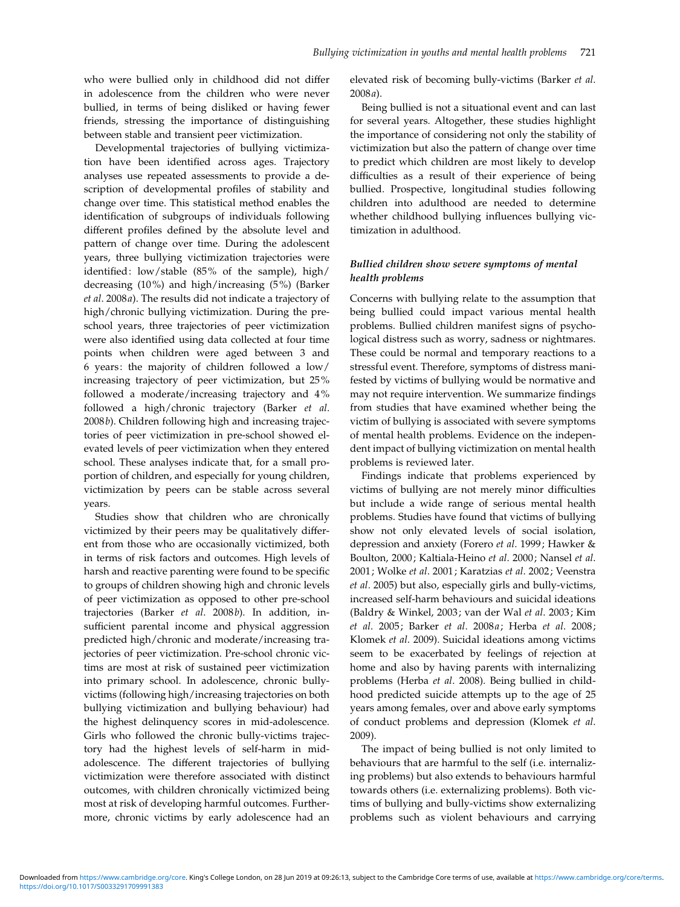who were bullied only in childhood did not differ in adolescence from the children who were never bullied, in terms of being disliked or having fewer friends, stressing the importance of distinguishing between stable and transient peer victimization.

Developmental trajectories of bullying victimization have been identified across ages. Trajectory analyses use repeated assessments to provide a description of developmental profiles of stability and change over time. This statistical method enables the identification of subgroups of individuals following different profiles defined by the absolute level and pattern of change over time. During the adolescent years, three bullying victimization trajectories were identified: low/stable (85% of the sample), high/decreasing (10%) and high/increasing (5%) (Barker *et al*. 2008*a*). The results did not indicate a trajectory of high/chronic bullying victimization. During the pre-school years, three trajectories of peer victimization were also identified using data collected at four time points when children were aged between 3 and 6 years: the majority of children followed a low/increasing trajectory of peer victimization, but 25% followed a moderate/increasing trajectory and 4% followed a high/chronic trajectory (Barker *et al*. 2008*b*). Children following high and increasing trajectories of peer victimization in pre-school showed elevated levels of peer victimization when they entered school. These analyses indicate that, for a small proportion of children, and especially for young children, victimization by peers can be stable across several years.

Studies show that children who are chronically victimized by their peers may be qualitatively different from those who are occasionally victimized, both in terms of risk factors and outcomes. High levels of harsh and reactive parenting were found to be specific to groups of children showing high and chronic levels of peer victimization as opposed to other pre-school trajectories (Barker *et al*. 2008*b*). In addition, insufficient parental income and physical aggression predicted high/chronic and moderate/increasing trajectories of peer victimization. Pre-school chronic victims are most at risk of sustained peer victimization into primary school. In adolescence, chronic bully-victims (following high/increasing trajectories on both bullying victimization and bullying behaviour) had the highest delinquency scores in mid-adolescence. Girls who followed the chronic bully-victims trajectory had the highest levels of self-harm in mid-adolescence. The different trajectories of bullying victimization were therefore associated with distinct outcomes, with children chronically victimized being most at risk of developing harmful outcomes. Furthermore, chronic victims by early adolescence had an elevated risk of becoming bully-victims (Barker *et al*. 2008*a*).

Being bullied is not a situational event and can last for several years. Altogether, these studies highlight the importance of considering not only the stability of victimization but also the pattern of change over time to predict which children are most likely to develop difficulties as a result of their experience of being bullied. Prospective, longitudinal studies following children into adulthood are needed to determine whether childhood bullying influences bullying victimization in adulthood.

### *Bullied children show severe symptoms of mental health problems*

Concerns with bullying relate to the assumption that being bullied could impact various mental health problems. Bullied children manifest signs of psychological distress such as worry, sadness or nightmares. These could be normal and temporary reactions to a stressful event. Therefore, symptoms of distress manifested by victims of bullying would be normative and may not require intervention. We summarize findings from studies that have examined whether being the victim of bullying is associated with severe symptoms of mental health problems. Evidence on the independent impact of bullying victimization on mental health problems is reviewed later.

Findings indicate that problems experienced by victims of bullying are not merely minor difficulties but include a wide range of serious mental health problems. Studies have found that victims of bullying show not only elevated levels of social isolation, depression and anxiety (Forero *et al*. 1999; Hawker & Boulton, 2000; Kaltiala-Heino *et al*. 2000; Nansel *et al*. 2001; Wolke *et al*. 2001; Karatzias *et al*. 2002; Veenstra *et al*. 2005) but also, especially girls and bully-victims, increased self-harm behaviours and suicidal ideations (Baldry & Winkel, 2003; van der Wal *et al*. 2003; Kim *et al*. 2005; Barker *et al*. 2008*a*; Herba *et al*. 2008; Klomek *et al*. 2009). Suicidal ideations among victims seem to be exacerbated by feelings of rejection at home and also by having parents with internalizing problems (Herba *et al*. 2008). Being bullied in childhood predicted suicide attempts up to the age of 25 years among females, over and above early symptoms of conduct problems and depression (Klomek *et al*. 2009).

The impact of being bullied is not only limited to behaviours that are harmful to the self (i.e. internalizing problems) but also extends to behaviours harmful towards others (i.e. externalizing problems). Both victims of bullying and bully-victims show externalizing problems such as violent behaviours and carrying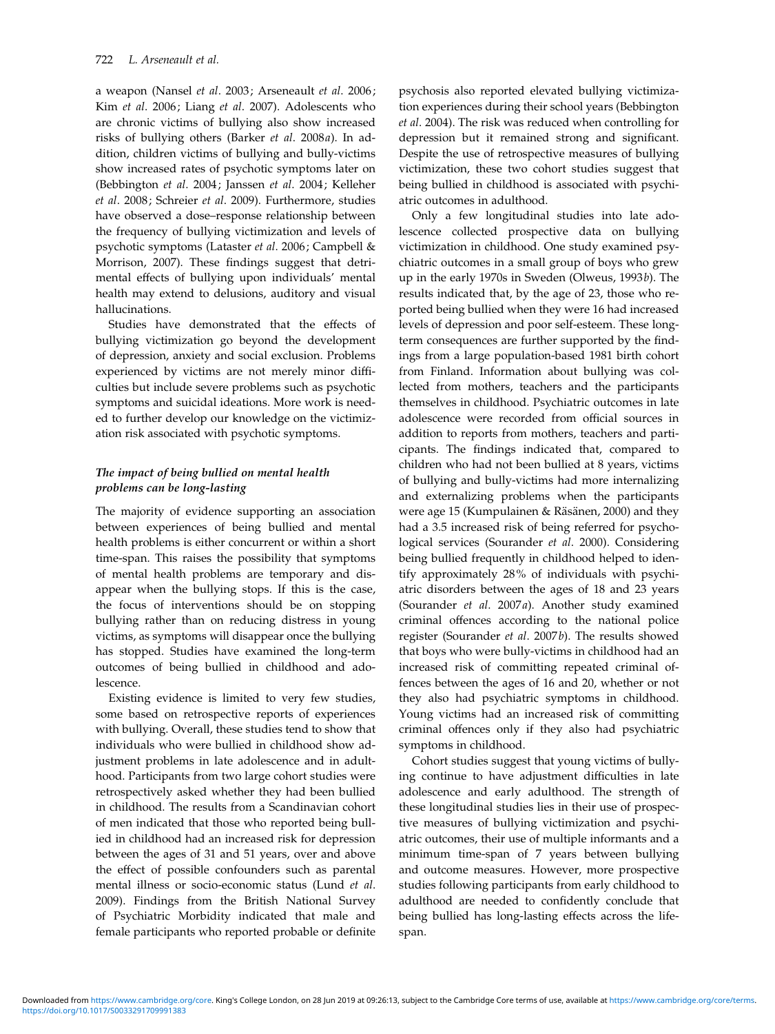a weapon (Nansel *et al*. 2003; Arseneault *et al*. 2006; Kim *et al*. 2006; Liang *et al*. 2007). Adolescents who are chronic victims of bullying also show increased risks of bullying others (Barker *et al*. 2008*a*). In addition, children victims of bullying and bully-victims show increased rates of psychotic symptoms later on (Bebbington *et al*. 2004; Janssen *et al*. 2004; Kelleher *et al*. 2008; Schreier *et al*. 2009). Furthermore, studies have observed a dose–response relationship between the frequency of bullying victimization and levels of psychotic symptoms (Lataster *et al*. 2006; Campbell & Morrison, 2007). These findings suggest that detrimental effects of bullying upon individuals' mental health may extend to delusions, auditory and visual hallucinations.

Studies have demonstrated that the effects of bullying victimization go beyond the development of depression, anxiety and social exclusion. Problems experienced by victims are not merely minor difficulties but include severe problems such as psychotic symptoms and suicidal ideations. More work is needed to further develop our knowledge on the victimization risk associated with psychotic symptoms.

### *The impact of being bullied on mental health problems can be long-lasting*

The majority of evidence supporting an association between experiences of being bullied and mental health problems is either concurrent or within a short time-span. This raises the possibility that symptoms of mental health problems are temporary and disappear when the bullying stops. If this is the case, the focus of interventions should be on stopping bullying rather than on reducing distress in young victims, as symptoms will disappear once the bullying has stopped. Studies have examined the long-term outcomes of being bullied in childhood and adolescence.

Existing evidence is limited to very few studies, some based on retrospective reports of experiences with bullying. Overall, these studies tend to show that individuals who were bullied in childhood show adjustment problems in late adolescence and in adulthood. Participants from two large cohort studies were retrospectively asked whether they had been bullied in childhood. The results from a Scandinavian cohort of men indicated that those who reported being bullied in childhood had an increased risk for depression between the ages of 31 and 51 years, over and above the effect of possible confounders such as parental mental illness or socio-economic status (Lund *et al*. 2009). Findings from the British National Survey of Psychiatric Morbidity indicated that male and female participants who reported probable or definite psychosis also reported elevated bullying victimization experiences during their school years (Bebbington *et al*. 2004). The risk was reduced when controlling for depression but it remained strong and significant. Despite the use of retrospective measures of bullying victimization, these two cohort studies suggest that being bullied in childhood is associated with psychiatric outcomes in adulthood.

Only a few longitudinal studies into late adolescence collected prospective data on bullying victimization in childhood. One study examined psychiatric outcomes in a small group of boys who grew up in the early 1970s in Sweden (Olweus, 1993*b*). The results indicated that, by the age of 23, those who reported being bullied when they were 16 had increased levels of depression and poor self-esteem. These long-term consequences are further supported by the findings from a large population-based 1981 birth cohort from Finland. Information about bullying was collected from mothers, teachers and the participants themselves in childhood. Psychiatric outcomes in late adolescence were recorded from official sources in addition to reports from mothers, teachers and participants. The findings indicated that, compared to children who had not been bullied at 8 years, victims of bullying and bully-victims had more internalizing and externalizing problems when the participants were age 15 (Kumpulainen & Räsänen, 2000) and they had a 3.5 increased risk of being referred for psychological services (Sourander *et al*. 2000). Considering being bullied frequently in childhood helped to identify approximately 28% of individuals with psychiatric disorders between the ages of 18 and 23 years (Sourander *et al*. 2007*a*). Another study examined criminal offences according to the national police register (Sourander *et al*. 2007*b*). The results showed that boys who were bully-victims in childhood had an increased risk of committing repeated criminal offences between the ages of 16 and 20, whether or not they also had psychiatric symptoms in childhood. Young victims had an increased risk of committing criminal offences only if they also had psychiatric symptoms in childhood.

Cohort studies suggest that young victims of bullying continue to have adjustment difficulties in late adolescence and early adulthood. The strength of these longitudinal studies lies in their use of prospective measures of bullying victimization and psychiatric outcomes, their use of multiple informants and a minimum time-span of 7 years between bullying and outcome measures. However, more prospective studies following participants from early childhood to adulthood are needed to confidently conclude that being bullied has long-lasting effects across the lifespan.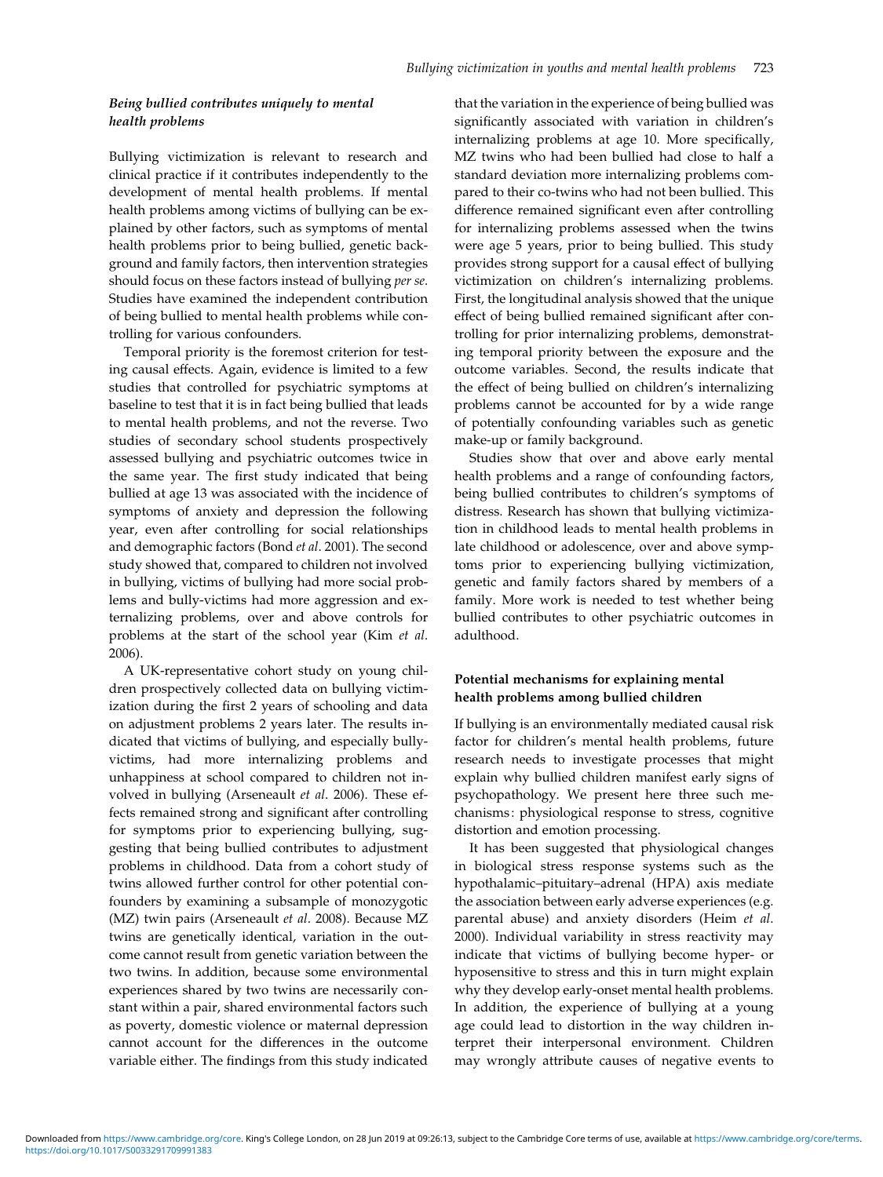### *Being bullied contributes uniquely to mental health problems*

Bullying victimization is relevant to research and clinical practice if it contributes independently to the development of mental health problems. If mental health problems among victims of bullying can be explained by other factors, such as symptoms of mental health problems prior to being bullied, genetic background and family factors, then intervention strategies should focus on these factors instead of bullying *per se*. Studies have examined the independent contribution of being bullied to mental health problems while controlling for various confounders.

Temporal priority is the foremost criterion for testing causal effects. Again, evidence is limited to a few studies that controlled for psychiatric symptoms at baseline to test that it is in fact being bullied that leads to mental health problems, and not the reverse. Two studies of secondary school students prospectively assessed bullying and psychiatric outcomes twice in the same year. The first study indicated that being bullied at age 13 was associated with the incidence of symptoms of anxiety and depression the following year, even after controlling for social relationships and demographic factors (Bond *et al*. 2001). The second study showed that, compared to children not involved in bullying, victims of bullying had more social problems and bully-victims had more aggression and externalizing problems, over and above controls for problems at the start of the school year (Kim *et al*. 2006).

A UK-representative cohort study on young children prospectively collected data on bullying victimization during the first 2 years of schooling and data on adjustment problems 2 years later. The results indicated that victims of bullying, and especially bully-victims, had more internalizing problems and unhappiness at school compared to children not involved in bullying (Arseneault *et al*. 2006). These effects remained strong and significant after controlling for symptoms prior to experiencing bullying, suggesting that being bullied contributes to adjustment problems in childhood. Data from a cohort study of twins allowed further control for other potential confounders by examining a subsample of monozygotic (MZ) twin pairs (Arseneault *et al*. 2008). Because MZ twins are genetically identical, variation in the outcome cannot result from genetic variation between the two twins. In addition, because some environmental experiences shared by two twins are necessarily constant within a pair, shared environmental factors such as poverty, domestic violence or maternal depression cannot account for the differences in the outcome variable either. The findings from this study indicated that the variation in the experience of being bullied was significantly associated with variation in children's internalizing problems at age 10. More specifically, MZ twins who had been bullied had close to half a standard deviation more internalizing problems compared to their co-twins who had not been bullied. This difference remained significant even after controlling for internalizing problems assessed when the twins were age 5 years, prior to being bullied. This study provides strong support for a causal effect of bullying victimization on children's internalizing problems. First, the longitudinal analysis showed that the unique effect of being bullied remained significant after controlling for prior internalizing problems, demonstrating temporal priority between the exposure and the outcome variables. Second, the results indicate that the effect of being bullied on children's internalizing problems cannot be accounted for by a wide range of potentially confounding variables such as genetic make-up or family background.

Studies show that over and above early mental health problems and a range of confounding factors, being bullied contributes to children's symptoms of distress. Research has shown that bullying victimization in childhood leads to mental health problems in late childhood or adolescence, over and above symptoms prior to experiencing bullying victimization, genetic and family factors shared by members of a family. More work is needed to test whether being bullied contributes to other psychiatric outcomes in adulthood.

## Potential mechanisms for explaining mental health problems among bullied children

If bullying is an environmentally mediated causal risk factor for children's mental health problems, future research needs to investigate processes that might explain why bullied children manifest early signs of psychopathology. We present here three such mechanisms: physiological response to stress, cognitive distortion and emotion processing.

It has been suggested that physiological changes in biological stress response systems such as the hypothalamic–pituitary–adrenal (HPA) axis mediate the association between early adverse experiences (e.g. parental abuse) and anxiety disorders (Heim *et al*. 2000). Individual variability in stress reactivity may indicate that victims of bullying become hyper- or hyposensitive to stress and this in turn might explain why they develop early-onset mental health problems. In addition, the experience of bullying at a young age could lead to distortion in the way children interpret their interpersonal environment. Children may wrongly attribute causes of negative events to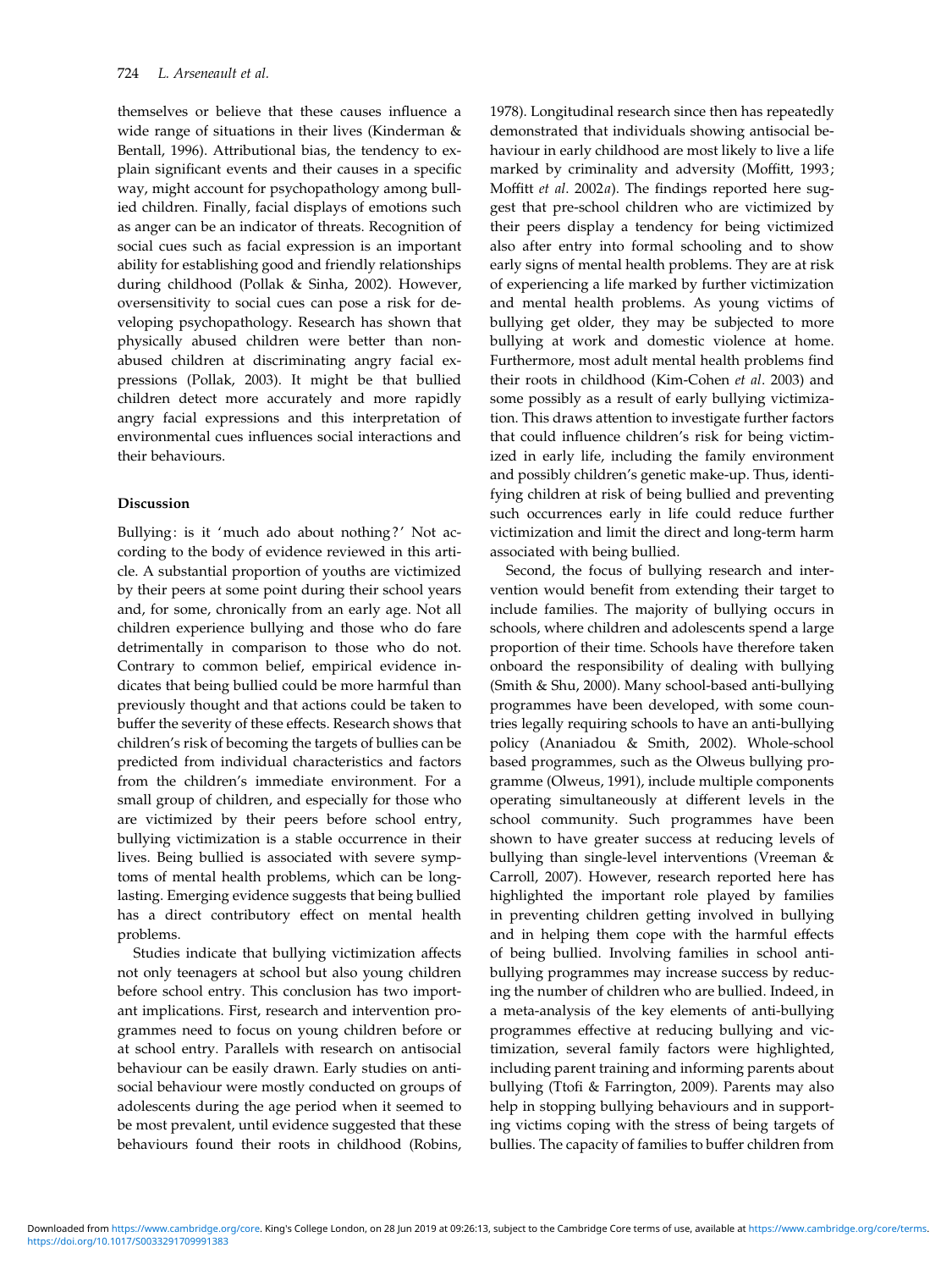themselves or believe that these causes influence a wide range of situations in their lives (Kinderman & Bentall, 1996). Attributional bias, the tendency to explain significant events and their causes in a specific way, might account for psychopathology among bullied children. Finally, facial displays of emotions such as anger can be an indicator of threats. Recognition of social cues such as facial expression is an important ability for establishing good and friendly relationships during childhood (Pollak & Sinha, 2002). However, oversensitivity to social cues can pose a risk for developing psychopathology. Research has shown that physically abused children were better than non-abused children at discriminating angry facial expressions (Pollak, 2003). It might be that bullied children detect more accurately and more rapidly angry facial expressions and this interpretation of environmental cues influences social interactions and their behaviours.

## Discussion

Bullying: is it 'much ado about nothing?' Not according to the body of evidence reviewed in this article. A substantial proportion of youths are victimized by their peers at some point during their school years and, for some, chronically from an early age. Not all children experience bullying and those who do fare detrimentally in comparison to those who do not. Contrary to common belief, empirical evidence indicates that being bullied could be more harmful than previously thought and that actions could be taken to buffer the severity of these effects. Research shows that children's risk of becoming the targets of bullies can be predicted from individual characteristics and factors from the children's immediate environment. For a small group of children, and especially for those who are victimized by their peers before school entry, bullying victimization is a stable occurrence in their lives. Being bullied is associated with severe symptoms of mental health problems, which can be long-lasting. Emerging evidence suggests that being bullied has a direct contributory effect on mental health problems.

Studies indicate that bullying victimization affects not only teenagers at school but also young children before school entry. This conclusion has two important implications. First, research and intervention programmes need to focus on young children before or at school entry. Parallels with research on antisocial behaviour can be easily drawn. Early studies on antisocial behaviour were mostly conducted on groups of adolescents during the age period when it seemed to be most prevalent, until evidence suggested that these behaviours found their roots in childhood (Robins, 1978). Longitudinal research since then has repeatedly demonstrated that individuals showing antisocial behaviour in early childhood are most likely to live a life marked by criminality and adversity (Moffitt, 1993; Moffitt *et al*. 2002*a*). The findings reported here suggest that pre-school children who are victimized by their peers display a tendency for being victimized also after entry into formal schooling and to show early signs of mental health problems. They are at risk of experiencing a life marked by further victimization and mental health problems. As young victims of bullying get older, they may be subjected to more bullying at work and domestic violence at home. Furthermore, most adult mental health problems find their roots in childhood (Kim-Cohen *et al*. 2003) and some possibly as a result of early bullying victimization. This draws attention to investigate further factors that could influence children's risk for being victimized in early life, including the family environment and possibly children's genetic make-up. Thus, identifying children at risk of being bullied and preventing such occurrences early in life could reduce further victimization and limit the direct and long-term harm associated with being bullied.

Second, the focus of bullying research and intervention would benefit from extending their target to include families. The majority of bullying occurs in schools, where children and adolescents spend a large proportion of their time. Schools have therefore taken onboard the responsibility of dealing with bullying (Smith & Shu, 2000). Many school-based anti-bullying programmes have been developed, with some countries legally requiring schools to have an anti-bullying policy (Ananiadou & Smith, 2002). Whole-school based programmes, such as the Olweus bullying programme (Olweus, 1991), include multiple components operating simultaneously at different levels in the school community. Such programmes have been shown to have greater success at reducing levels of bullying than single-level interventions (Vreeman & Carroll, 2007). However, research reported here has highlighted the important role played by families in preventing children getting involved in bullying and in helping them cope with the harmful effects of being bullied. Involving families in school anti-bullying programmes may increase success by reducing the number of children who are bullied. Indeed, in a meta-analysis of the key elements of anti-bullying programmes effective at reducing bullying and victimization, several family factors were highlighted, including parent training and informing parents about bullying (Ttofi & Farrington, 2009). Parents may also help in stopping bullying behaviours and in supporting victims coping with the stress of being targets of bullies. The capacity of families to buffer children from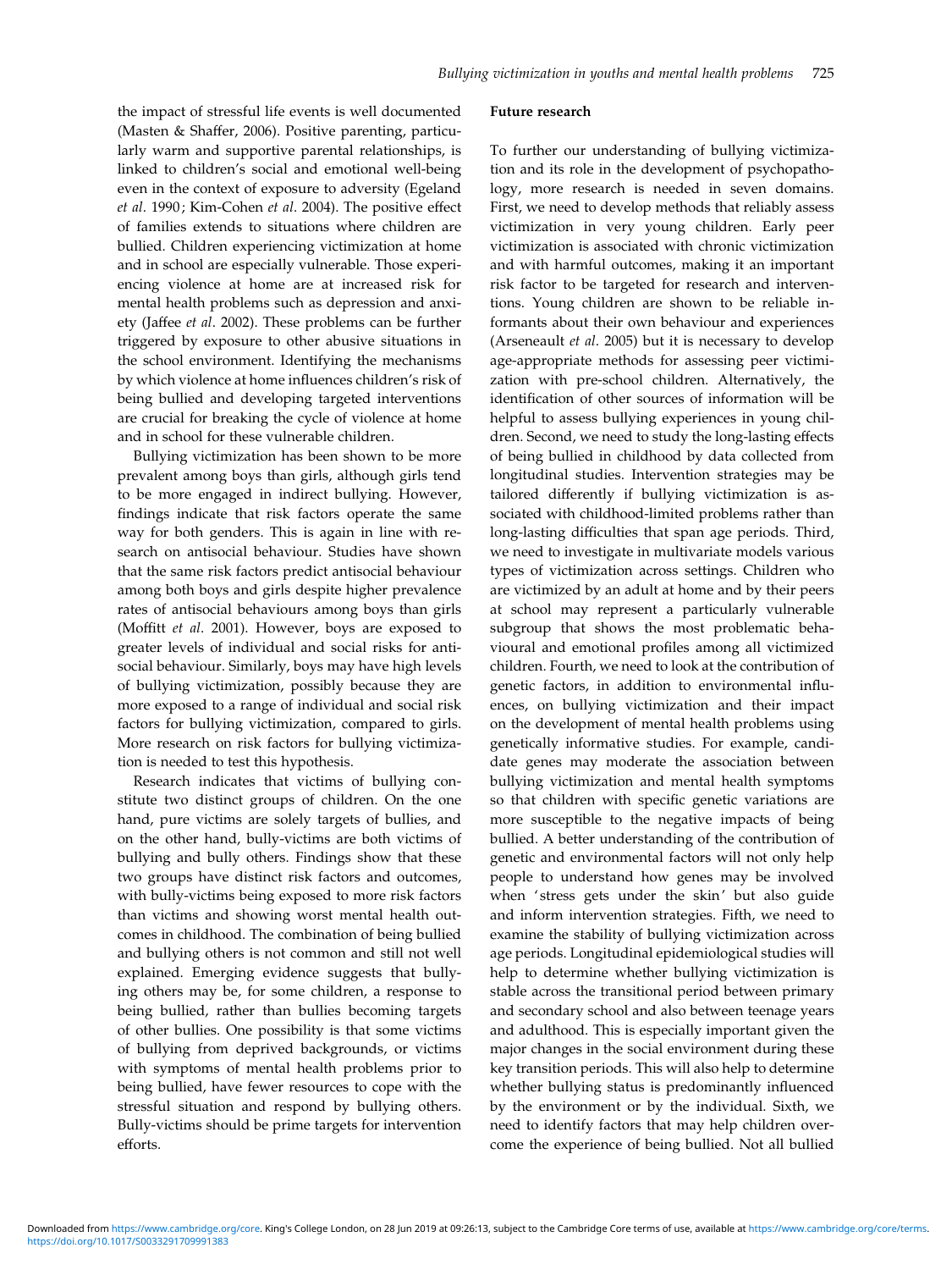the impact of stressful life events is well documented (Masten & Shaffer, 2006). Positive parenting, particularly warm and supportive parental relationships, is linked to children's social and emotional well-being even in the context of exposure to adversity (Egeland *et al*. 1990; Kim-Cohen *et al*. 2004). The positive effect of families extends to situations where children are bullied. Children experiencing victimization at home and in school are especially vulnerable. Those experiencing violence at home are at increased risk for mental health problems such as depression and anxiety (Jaffee *et al*. 2002). These problems can be further triggered by exposure to other abusive situations in the school environment. Identifying the mechanisms by which violence at home influences children's risk of being bullied and developing targeted interventions are crucial for breaking the cycle of violence at home and in school for these vulnerable children.

Bullying victimization has been shown to be more prevalent among boys than girls, although girls tend to be more engaged in indirect bullying. However, findings indicate that risk factors operate the same way for both genders. This is again in line with research on antisocial behaviour. Studies have shown that the same risk factors predict antisocial behaviour among both boys and girls despite higher prevalence rates of antisocial behaviours among boys than girls (Moffitt *et al*. 2001). However, boys are exposed to greater levels of individual and social risks for antisocial behaviour. Similarly, boys may have high levels of bullying victimization, possibly because they are more exposed to a range of individual and social risk factors for bullying victimization, compared to girls. More research on risk factors for bullying victimization is needed to test this hypothesis.

Research indicates that victims of bullying constitute two distinct groups of children. On the one hand, pure victims are solely targets of bullies, and on the other hand, bully-victims are both victims of bullying and bully others. Findings show that these two groups have distinct risk factors and outcomes, with bully-victims being exposed to more risk factors than victims and showing worst mental health outcomes in childhood. The combination of being bullied and bullying others is not common and still not well explained. Emerging evidence suggests that bullying others may be, for some children, a response to being bullied, rather than bullies becoming targets of other bullies. One possibility is that some victims of bullying from deprived backgrounds, or victims with symptoms of mental health problems prior to being bullied, have fewer resources to cope with the stressful situation and respond by bullying others. Bully-victims should be prime targets for intervention efforts.

**Future research**

To further our understanding of bullying victimization and its role in the development of psychopathology, more research is needed in seven domains. First, we need to develop methods that reliably assess victimization in very young children. Early peer victimization is associated with chronic victimization and with harmful outcomes, making it an important risk factor to be targeted for research and interventions. Young children are shown to be reliable informants about their own behaviour and experiences (Arseneault *et al*. 2005) but it is necessary to develop age-appropriate methods for assessing peer victimization with pre-school children. Alternatively, the identification of other sources of information will be helpful to assess bullying experiences in young children. Second, we need to study the long-lasting effects of being bullied in childhood by data collected from longitudinal studies. Intervention strategies may be tailored differently if bullying victimization is associated with childhood-limited problems rather than long-lasting difficulties that span age periods. Third, we need to investigate in multivariate models various types of victimization across settings. Children who are victimized by an adult at home and by their peers at school may represent a particularly vulnerable subgroup that shows the most problematic behavioural and emotional profiles among all victimized children. Fourth, we need to look at the contribution of genetic factors, in addition to environmental influences, on bullying victimization and their impact on the development of mental health problems using genetically informative studies. For example, candidate genes may moderate the association between bullying victimization and mental health symptoms so that children with specific genetic variations are more susceptible to the negative impacts of being bullied. A better understanding of the contribution of genetic and environmental factors will not only help people to understand how genes may be involved when 'stress gets under the skin' but also guide and inform intervention strategies. Fifth, we need to examine the stability of bullying victimization across age periods. Longitudinal epidemiological studies will help to determine whether bullying victimization is stable across the transitional period between primary and secondary school and also between teenage years and adulthood. This is especially important given the major changes in the social environment during these key transition periods. This will also help to determine whether bullying status is predominantly influenced by the environment or by the individual. Sixth, we need to identify factors that may help children overcome the experience of being bullied. Not all bullied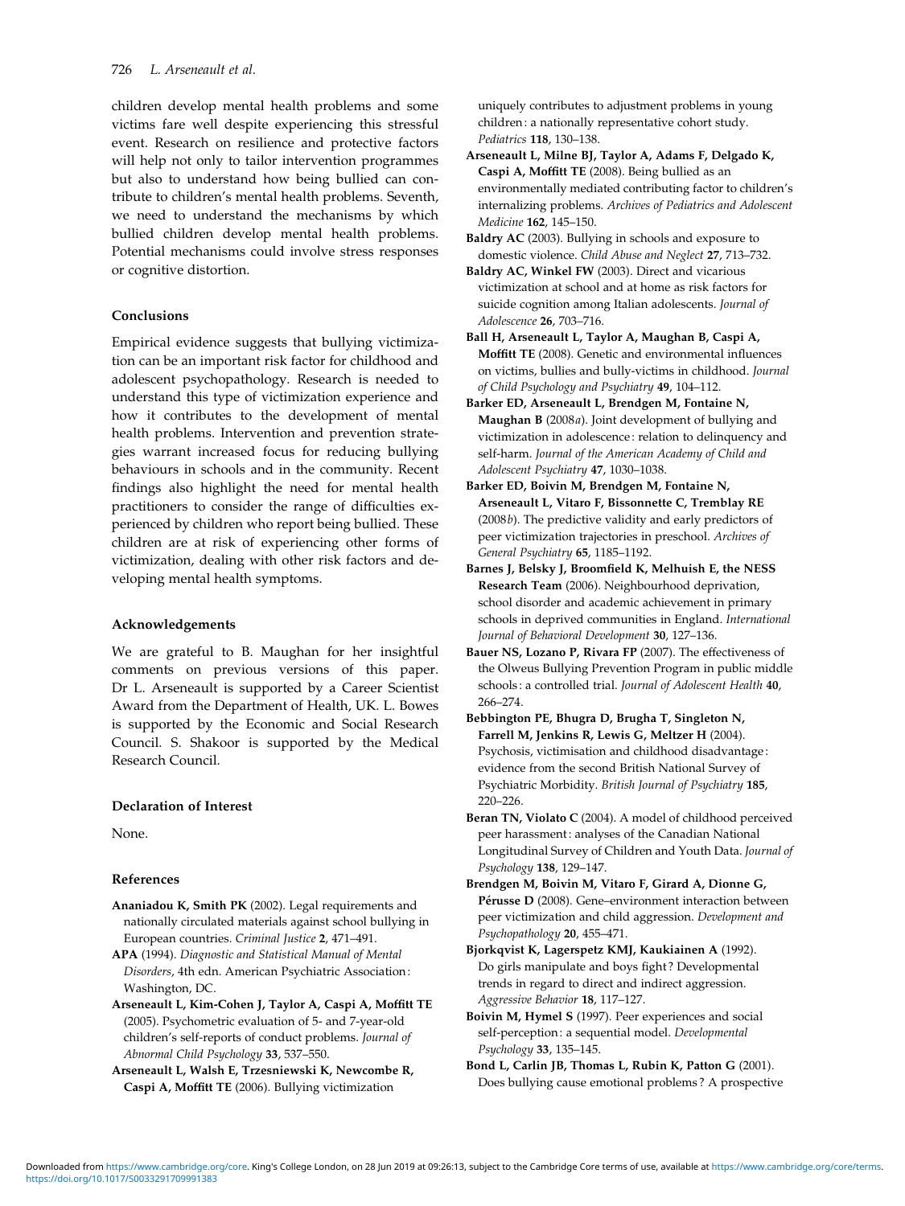children develop mental health problems and some victims fare well despite experiencing this stressful event. Research on resilience and protective factors will help not only to tailor intervention programmes but also to understand how being bullied can contribute to children's mental health problems. Seventh, we need to understand the mechanisms by which bullied children develop mental health problems. Potential mechanisms could involve stress responses or cognitive distortion.

### Conclusions

Empirical evidence suggests that bullying victimization can be an important risk factor for childhood and adolescent psychopathology. Research is needed to understand this type of victimization experience and how it contributes to the development of mental health problems. Intervention and prevention strategies warrant increased focus for reducing bullying behaviours in schools and in the community. Recent findings also highlight the need for mental health practitioners to consider the range of difficulties experienced by children who report being bullied. These children are at risk of experiencing other forms of victimization, dealing with other risk factors and developing mental health symptoms.

### Acknowledgements

We are grateful to B. Maughan for her insightful comments on previous versions of this paper. Dr L. Arseneault is supported by a Career Scientist Award from the Department of Health, UK. L. Bowes is supported by the Economic and Social Research Council. S. Shakoor is supported by the Medical Research Council.

### Declaration of Interest

None.

### References

**Ananiadou K, Smith PK** (2002). Legal requirements and nationally circulated materials against school bullying in European countries. *Criminal Justice* **2**, 471–491.

**APA** (1994). *Diagnostic and Statistical Manual of Mental Disorders*, 4th edn. American Psychiatric Association: Washington, DC.

**Arseneault L, Kim-Cohen J, Taylor A, Caspi A, Moffitt TE** (2005). Psychometric evaluation of 5- and 7-year-old children's self-reports of conduct problems. *Journal of Abnormal Child Psychology* **33**, 537–550.

**Arseneault L, Walsh E, Trzesniewski K, Newcombe R, Caspi A, Moffitt TE** (2006). Bullying victimization uniquely contributes to adjustment problems in young children: a nationally representative cohort study. *Pediatrics* **118**, 130–138.

**Arseneault L, Milne BJ, Taylor A, Adams F, Delgado K, Caspi A, Moffitt TE** (2008). Being bullied as an environmentally mediated contributing factor to children's internalizing problems. *Archives of Pediatrics and Adolescent Medicine* **162**, 145–150.

**Baldry AC** (2003). Bullying in schools and exposure to domestic violence. *Child Abuse and Neglect* **27**, 713–732.

**Baldry AC, Winkel FW** (2003). Direct and vicarious victimization at school and at home as risk factors for suicide cognition among Italian adolescents. *Journal of Adolescence* **26**, 703–716.

**Ball H, Arseneault L, Taylor A, Maughan B, Caspi A, Moffitt TE** (2008). Genetic and environmental influences on victims, bullies and bully-victims in childhood. *Journal of Child Psychology and Psychiatry* **49**, 104–112.

**Barker ED, Arseneault L, Brendgen M, Fontaine N, Maughan B** (2008*a*). Joint development of bullying and victimization in adolescence: relation to delinquency and self-harm. *Journal of the American Academy of Child and Adolescent Psychiatry* **47**, 1030–1038.

**Barker ED, Boivin M, Brendgen M, Fontaine N, Arseneault L, Vitaro F, Bissonnette C, Tremblay RE** (2008*b*). The predictive validity and early predictors of peer victimization trajectories in preschool. *Archives of General Psychiatry* **65**, 1185–1192.

**Barnes J, Belsky J, Broomfield K, Melhuish E, the NESS Research Team** (2006). Neighbourhood deprivation, school disorder and academic achievement in primary schools in deprived communities in England. *International Journal of Behavioral Development* **30**, 127–136.

**Bauer NS, Lozano P, Rivara FP** (2007). The effectiveness of the Olweus Bullying Prevention Program in public middle schools: a controlled trial. *Journal of Adolescent Health* **40**, 266–274.

**Bebbington PE, Bhugra D, Brugha T, Singleton N, Farrell M, Jenkins R, Lewis G, Meltzer H** (2004). Psychosis, victimisation and childhood disadvantage: evidence from the second British National Survey of Psychiatric Morbidity. *British Journal of Psychiatry* **185**, 220–226.

**Beran TN, Violato C** (2004). A model of childhood perceived peer harassment: analyses of the Canadian National Longitudinal Survey of Children and Youth Data. *Journal of Psychology* **138**, 129–147.

**Brendgen M, Boivin M, Vitaro F, Girard A, Dionne G, Pérusse D** (2008). Gene–environment interaction between peer victimization and child aggression. *Development and Psychopathology* **20**, 455–471.

**Bjorkqvist K, Lagerspetz KMJ, Kaukiainen A** (1992). Do girls manipulate and boys fight? Developmental trends in regard to direct and indirect aggression. *Aggressive Behavior* **18**, 117–127.

**Boivin M, Hymel S** (1997). Peer experiences and social self-perception: a sequential model. *Developmental Psychology* **33**, 135–145.

**Bond L, Carlin JB, Thomas L, Rubin K, Patton G** (2001). Does bullying cause emotional problems? A prospective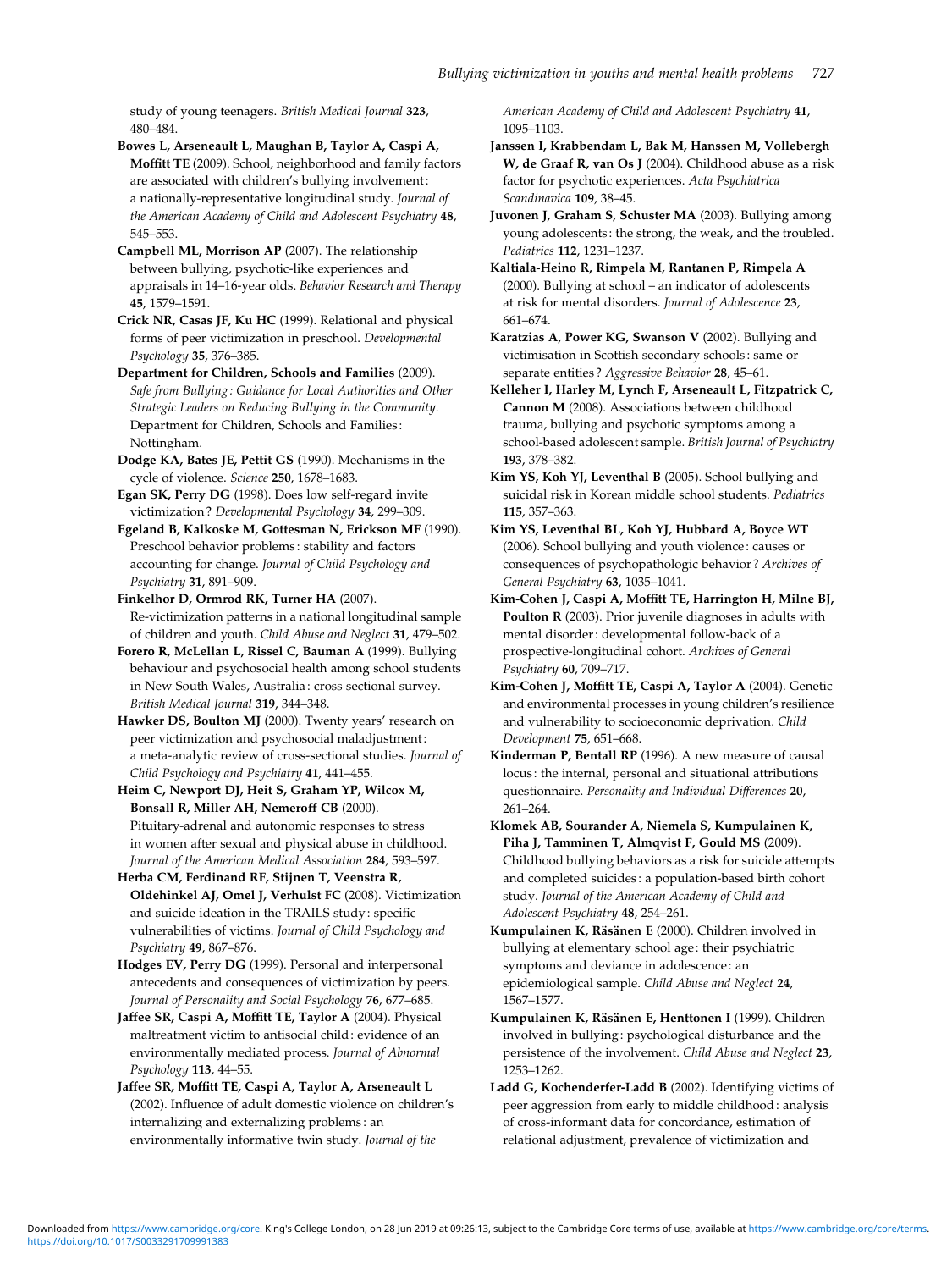study of young teenagers. *British Medical Journal* **323**, 480–484.

**Bowes L, Arseneault L, Maughan B, Taylor A, Caspi A, Moffitt TE** (2009). School, neighborhood and family factors are associated with children's bullying involvement: a nationally-representative longitudinal study. *Journal of the American Academy of Child and Adolescent Psychiatry* **48**, 545–553.

**Campbell ML, Morrison AP** (2007). The relationship between bullying, psychotic-like experiences and appraisals in 14–16-year olds. *Behavior Research and Therapy* **45**, 1579–1591.

**Crick NR, Casas JF, Ku HC** (1999). Relational and physical forms of peer victimization in preschool. *Developmental Psychology* **35**, 376–385.

**Department for Children, Schools and Families** (2009). *Safe from Bullying: Guidance for Local Authorities and Other Strategic Leaders on Reducing Bullying in the Community*. Department for Children, Schools and Families: Nottingham.

**Dodge KA, Bates JE, Pettit GS** (1990). Mechanisms in the cycle of violence. *Science* **250**, 1678–1683.

**Egan SK, Perry DG** (1998). Does low self-regard invite victimization? *Developmental Psychology* **34**, 299–309.

**Egeland B, Kalkoske M, Gottesman N, Erickson MF** (1990). Preschool behavior problems: stability and factors accounting for change. *Journal of Child Psychology and Psychiatry* **31**, 891–909.

**Finkelhor D, Ormrod RK, Turner HA** (2007). Re-victimization patterns in a national longitudinal sample of children and youth. *Child Abuse and Neglect* **31**, 479–502.

**Forero R, McLellan L, Rissel C, Bauman A** (1999). Bullying behaviour and psychosocial health among school students in New South Wales, Australia: cross sectional survey. *British Medical Journal* **319**, 344–348.

**Hawker DS, Boulton MJ** (2000). Twenty years' research on peer victimization and psychosocial maladjustment: a meta-analytic review of cross-sectional studies. *Journal of Child Psychology and Psychiatry* **41**, 441–455.

**Heim C, Newport DJ, Heit S, Graham YP, Wilcox M, Bonsall R, Miller AH, Nemeroff CB** (2000). Pituitary-adrenal and autonomic responses to stress in women after sexual and physical abuse in childhood. *Journal of the American Medical Association* **284**, 593–597.

**Herba CM, Ferdinand RF, Stijnen T, Veenstra R, Oldehinkel AJ, Omel J, Verhulst FC** (2008). Victimization and suicide ideation in the TRAILS study: specific vulnerabilities of victims. *Journal of Child Psychology and Psychiatry* **49**, 867–876.

**Hodges EV, Perry DG** (1999). Personal and interpersonal antecedents and consequences of victimization by peers. *Journal of Personality and Social Psychology* **76**, 677–685.

**Jaffee SR, Caspi A, Moffitt TE, Taylor A** (2004). Physical maltreatment victim to antisocial child: evidence of an environmentally mediated process. *Journal of Abnormal Psychology* **113**, 44–55.

**Jaffee SR, Moffitt TE, Caspi A, Taylor A, Arseneault L** (2002). Influence of adult domestic violence on children's internalizing and externalizing problems: an environmentally informative twin study. *Journal of the American Academy of Child and Adolescent Psychiatry* **41**, 1095–1103.

**Janssen I, Krabbendam L, Bak M, Hanssen M, Vollebergh W, de Graaf R, van Os J** (2004). Childhood abuse as a risk factor for psychotic experiences. *Acta Psychiatrica Scandinavica* **109**, 38–45.

**Juvonen J, Graham S, Schuster MA** (2003). Bullying among young adolescents: the strong, the weak, and the troubled. *Pediatrics* **112**, 1231–1237.

**Kaltiala-Heino R, Rimpela M, Rantanen P, Rimpela A** (2000). Bullying at school – an indicator of adolescents at risk for mental disorders. *Journal of Adolescence* **23**, 661–674.

**Karatzias A, Power KG, Swanson V** (2002). Bullying and victimisation in Scottish secondary schools: same or separate entities? *Aggressive Behavior* **28**, 45–61.

**Kelleher I, Harley M, Lynch F, Arseneault L, Fitzpatrick C, Cannon M** (2008). Associations between childhood trauma, bullying and psychotic symptoms among a school-based adolescent sample. *British Journal of Psychiatry* **193**, 378–382.

**Kim YS, Koh YJ, Leventhal B** (2005). School bullying and suicidal risk in Korean middle school students. *Pediatrics* **115**, 357–363.

**Kim YS, Leventhal BL, Koh YJ, Hubbard A, Boyce WT** (2006). School bullying and youth violence: causes or consequences of psychopathologic behavior? *Archives of General Psychiatry* **63**, 1035–1041.

**Kim-Cohen J, Caspi A, Moffitt TE, Harrington H, Milne BJ, Poulton R** (2003). Prior juvenile diagnoses in adults with mental disorder: developmental follow-back of a prospective-longitudinal cohort. *Archives of General Psychiatry* **60**, 709–717.

**Kim-Cohen J, Moffitt TE, Caspi A, Taylor A** (2004). Genetic and environmental processes in young children's resilience and vulnerability to socioeconomic deprivation. *Child Development* **75**, 651–668.

**Kinderman P, Bentall RP** (1996). A new measure of causal locus: the internal, personal and situational attributions questionnaire. *Personality and Individual Differences* **20**, 261–264.

**Klomek AB, Sourander A, Niemela S, Kumpulainen K, Piha J, Tamminen T, Almqvist F, Gould MS** (2009). Childhood bullying behaviors as a risk for suicide attempts and completed suicides: a population-based birth cohort study. *Journal of the American Academy of Child and Adolescent Psychiatry* **48**, 254–261.

**Kumpulainen K, Räsänen E** (2000). Children involved in bullying at elementary school age: their psychiatric symptoms and deviance in adolescence: an epidemiological sample. *Child Abuse and Neglect* **24**, 1567–1577.

**Kumpulainen K, Räsänen E, Henttonen I** (1999). Children involved in bullying: psychological disturbance and the persistence of the involvement. *Child Abuse and Neglect* **23**, 1253–1262.

**Ladd G, Kochenderfer-Ladd B** (2002). Identifying victims of peer aggression from early to middle childhood: analysis of cross-informant data for concordance, estimation of relational adjustment, prevalence of victimization and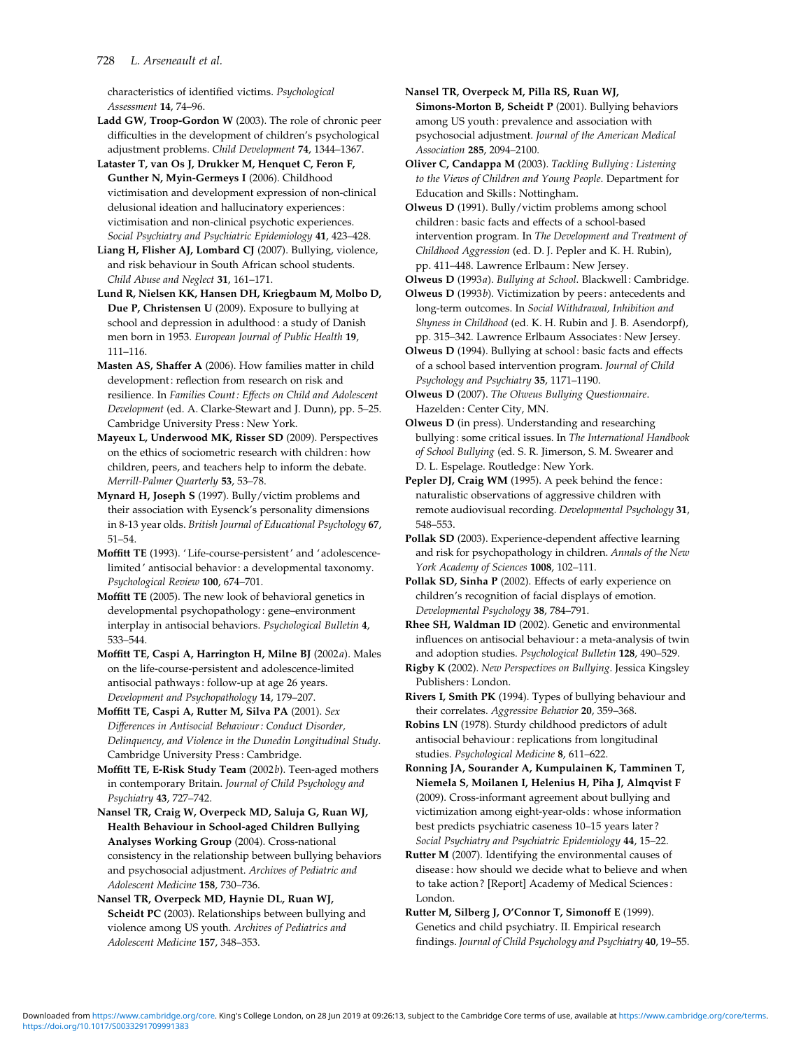characteristics of identified victims. *Psychological Assessment* **14**, 74–96.

**Ladd GW, Troop-Gordon W** (2003). The role of chronic peer difficulties in the development of children's psychological adjustment problems. *Child Development* **74**, 1344–1367.

**Lataster T, van Os J, Drukker M, Henquet C, Feron F, Gunther N, Myin-Germeys I** (2006). Childhood victimisation and development expression of non-clinical delusional ideation and hallucinatory experiences: victimisation and non-clinical psychotic experiences. *Social Psychiatry and Psychiatric Epidemiology* **41**, 423–428.

**Liang H, Flisher AJ, Lombard CJ** (2007). Bullying, violence, and risk behaviour in South African school students. *Child Abuse and Neglect* **31**, 161–171.

**Lund R, Nielsen KK, Hansen DH, Kriegbaum M, Molbo D, Due P, Christensen U** (2009). Exposure to bullying at school and depression in adulthood: a study of Danish men born in 1953. *European Journal of Public Health* **19**, 111–116.

**Masten AS, Shaffer A** (2006). How families matter in child development: reflection from research on risk and resilience. In *Families Count: Effects on Child and Adolescent Development* (ed. A. Clarke-Stewart and J. Dunn), pp. 5–25. Cambridge University Press: New York.

**Mayeux L, Underwood MK, Risser SD** (2009). Perspectives on the ethics of sociometric research with children: how children, peers, and teachers help to inform the debate. *Merrill-Palmer Quarterly* **53**, 53–78.

**Mynard H, Joseph S** (1997). Bully/victim problems and their association with Eysenck's personality dimensions in 8-13 year olds. *British Journal of Educational Psychology* **67**, 51–54.

**Moffitt TE** (1993). 'Life-course-persistent' and 'adolescence-limited' antisocial behavior: a developmental taxonomy. *Psychological Review* **100**, 674–701.

**Moffitt TE** (2005). The new look of behavioral genetics in developmental psychopathology: gene–environment interplay in antisocial behaviors. *Psychological Bulletin* **4**, 533–544.

**Moffitt TE, Caspi A, Harrington H, Milne BJ** (2002*a*). Males on the life-course-persistent and adolescence-limited antisocial pathways: follow-up at age 26 years. *Development and Psychopathology* **14**, 179–207.

**Moffitt TE, Caspi A, Rutter M, Silva PA** (2001). *Sex Differences in Antisocial Behaviour: Conduct Disorder, Delinquency, and Violence in the Dunedin Longitudinal Study*. Cambridge University Press: Cambridge.

**Moffitt TE, E-Risk Study Team** (2002*b*). Teen-aged mothers in contemporary Britain. *Journal of Child Psychology and Psychiatry* **43**, 727–742.

**Nansel TR, Craig W, Overpeck MD, Saluja G, Ruan WJ, Health Behaviour in School-aged Children Bullying Analyses Working Group** (2004). Cross-national consistency in the relationship between bullying behaviors and psychosocial adjustment. *Archives of Pediatric and Adolescent Medicine* **158**, 730–736.

**Nansel TR, Overpeck MD, Haynie DL, Ruan WJ, Scheidt PC** (2003). Relationships between bullying and violence among US youth. *Archives of Pediatrics and Adolescent Medicine* **157**, 348–353.

**Nansel TR, Overpeck M, Pilla RS, Ruan WJ, Simons-Morton B, Scheidt P** (2001). Bullying behaviors among US youth: prevalence and association with psychosocial adjustment. *Journal of the American Medical Association* **285**, 2094–2100.

**Oliver C, Candappa M** (2003). *Tackling Bullying: Listening to the Views of Children and Young People*. Department for Education and Skills: Nottingham.

**Olweus D** (1991). Bully/victim problems among school children: basic facts and effects of a school-based intervention program. In *The Development and Treatment of Childhood Aggression* (ed. D. J. Pepler and K. H. Rubin), pp. 411–448. Lawrence Erlbaum: New Jersey.

**Olweus D** (1993*a*). *Bullying at School*. Blackwell: Cambridge.

**Olweus D** (1993*b*). Victimization by peers: antecedents and long-term outcomes. In *Social Withdrawal, Inhibition and Shyness in Childhood* (ed. K. H. Rubin and J. B. Asendorpf), pp. 315–342. Lawrence Erlbaum Associates: New Jersey.

**Olweus D** (1994). Bullying at school: basic facts and effects of a school based intervention program. *Journal of Child Psychology and Psychiatry* **35**, 1171–1190.

**Olweus D** (2007). *The Olweus Bullying Questionnaire*. Hazelden: Center City, MN.

**Olweus D** (in press). Understanding and researching bullying: some critical issues. In *The International Handbook of School Bullying* (ed. S. R. Jimerson, S. M. Swearer and D. L. Espelage. Routledge: New York.

**Pepler DJ, Craig WM** (1995). A peek behind the fence: naturalistic observations of aggressive children with remote audiovisual recording. *Developmental Psychology* **31**, 548–553.

**Pollak SD** (2003). Experience-dependent affective learning and risk for psychopathology in children. *Annals of the New York Academy of Sciences* **1008**, 102–111.

**Pollak SD, Sinha P** (2002). Effects of early experience on children's recognition of facial displays of emotion. *Developmental Psychology* **38**, 784–791.

**Rhee SH, Waldman ID** (2002). Genetic and environmental influences on antisocial behaviour: a meta-analysis of twin and adoption studies. *Psychological Bulletin* **128**, 490–529.

**Rigby K** (2002). *New Perspectives on Bullying*. Jessica Kingsley Publishers: London.

**Rivers I, Smith PK** (1994). Types of bullying behaviour and their correlates. *Aggressive Behavior* **20**, 359–368.

**Robins LN** (1978). Sturdy childhood predictors of adult antisocial behaviour: replications from longitudinal studies. *Psychological Medicine* **8**, 611–622.

**Ronning JA, Sourander A, Kumpulainen K, Tamminen T, Niemela S, Moilanen I, Helenius H, Piha J, Almqvist F** (2009). Cross-informant agreement about bullying and victimization among eight-year-olds: whose information best predicts psychiatric caseness 10–15 years later? *Social Psychiatry and Psychiatric Epidemiology* **44**, 15–22.

**Rutter M** (2007). Identifying the environmental causes of disease: how should we decide what to believe and when to take action? [Report] Academy of Medical Sciences: London.

**Rutter M, Silberg J, O'Connor T, Simonoff E** (1999). Genetics and child psychiatry. II. Empirical research findings. *Journal of Child Psychology and Psychiatry* **40**, 19–55.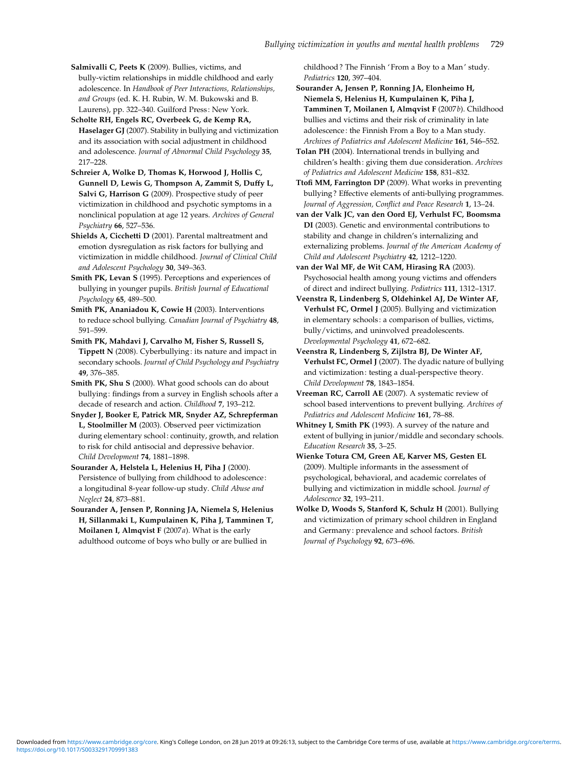**Salmivalli C, Peets K** (2009). Bullies, victims, and bully-victim relationships in middle childhood and early adolescence. In *Handbook of Peer Interactions, Relationships, and Groups* (ed. K. H. Rubin, W. M. Bukowski and B. Laurens), pp. 322–340. Guilford Press: New York.

**Scholte RH, Engels RC, Overbeek G, de Kemp RA, Haselager GJ** (2007). Stability in bullying and victimization and its association with social adjustment in childhood and adolescence. *Journal of Abnormal Child Psychology* **35**, 217–228.

**Schreier A, Wolke D, Thomas K, Horwood J, Hollis C, Gunnell D, Lewis G, Thompson A, Zammit S, Duffy L, Salvi G, Harrison G** (2009). Prospective study of peer victimization in childhood and psychotic symptoms in a nonclinical population at age 12 years. *Archives of General Psychiatry* **66**, 527–536.

**Shields A, Cicchetti D** (2001). Parental maltreatment and emotion dysregulation as risk factors for bullying and victimization in middle childhood. *Journal of Clinical Child and Adolescent Psychology* **30**, 349–363.

**Smith PK, Levan S** (1995). Perceptions and experiences of bullying in younger pupils. *British Journal of Educational Psychology* **65**, 489–500.

**Smith PK, Ananiadou K, Cowie H** (2003). Interventions to reduce school bullying. *Canadian Journal of Psychiatry* **48**, 591–599.

**Smith PK, Mahdavi J, Carvalho M, Fisher S, Russell S, Tippett N** (2008). Cyberbullying: its nature and impact in secondary schools. *Journal of Child Psychology and Psychiatry* **49**, 376–385.

**Smith PK, Shu S** (2000). What good schools can do about bullying: findings from a survey in English schools after a decade of research and action. *Childhood* **7**, 193–212.

**Snyder J, Booker E, Patrick MR, Snyder AZ, Schrepferman L, Stoolmiller M** (2003). Observed peer victimization during elementary school: continuity, growth, and relation to risk for child antisocial and depressive behavior. *Child Development* **74**, 1881–1898.

**Sourander A, Helstela L, Helenius H, Piha J** (2000). Persistence of bullying from childhood to adolescence: a longitudinal 8-year follow-up study. *Child Abuse and Neglect* **24**, 873–881.

**Sourander A, Jensen P, Ronning JA, Niemela S, Helenius H, Sillanmaki L, Kumpulainen K, Piha J, Tamminen T, Moilanen I, Almqvist F** (2007*a*). What is the early adulthood outcome of boys who bully or are bullied in childhood? The Finnish 'From a Boy to a Man' study. *Pediatrics* **120**, 397–404.

**Sourander A, Jensen P, Ronning JA, Elonheimo H, Niemela S, Helenius H, Kumpulainen K, Piha J, Tamminen T, Moilanen I, Almqvist F** (2007*b*). Childhood bullies and victims and their risk of criminality in late adolescence: the Finnish From a Boy to a Man study. *Archives of Pediatrics and Adolescent Medicine* **161**, 546–552.

**Tolan PH** (2004). International trends in bullying and children's health: giving them due consideration. *Archives of Pediatrics and Adolescent Medicine* **158**, 831–832.

**Ttofi MM, Farrington DP** (2009). What works in preventing bullying? Effective elements of anti-bullying programmes. *Journal of Aggression, Conflict and Peace Research* **1**, 13–24.

**van der Valk JC, van den Oord EJ, Verhulst FC, Boomsma DI** (2003). Genetic and environmental contributions to stability and change in children's internalizing and externalizing problems. *Journal of the American Academy of Child and Adolescent Psychiatry* **42**, 1212–1220.

**van der Wal MF, de Wit CAM, Hirasing RA** (2003). Psychosocial health among young victims and offenders of direct and indirect bullying. *Pediatrics* **111**, 1312–1317.

**Veenstra R, Lindenberg S, Oldehinkel AJ, De Winter AF, Verhulst FC, Ormel J** (2005). Bullying and victimization in elementary schools: a comparison of bullies, victims, bully/victims, and uninvolved preadolescents. *Developmental Psychology* **41**, 672–682.

**Veenstra R, Lindenberg S, Zijlstra BJ, De Winter AF, Verhulst FC, Ormel J** (2007). The dyadic nature of bullying and victimization: testing a dual-perspective theory. *Child Development* **78**, 1843–1854.

**Vreeman RC, Carroll AE** (2007). A systematic review of school based interventions to prevent bullying. *Archives of Pediatrics and Adolescent Medicine* **161**, 78–88.

**Whitney I, Smith PK** (1993). A survey of the nature and extent of bullying in junior/middle and secondary schools. *Education Research* **35**, 3–25.

**Wienke Totura CM, Green AE, Karver MS, Gesten EL** (2009). Multiple informants in the assessment of psychological, behavioral, and academic correlates of bullying and victimization in middle school. *Journal of Adolescence* **32**, 193–211.

**Wolke D, Woods S, Stanford K, Schulz H** (2001). Bullying and victimization of primary school children in England and Germany: prevalence and school factors. *British Journal of Psychology* **92**, 673–696.